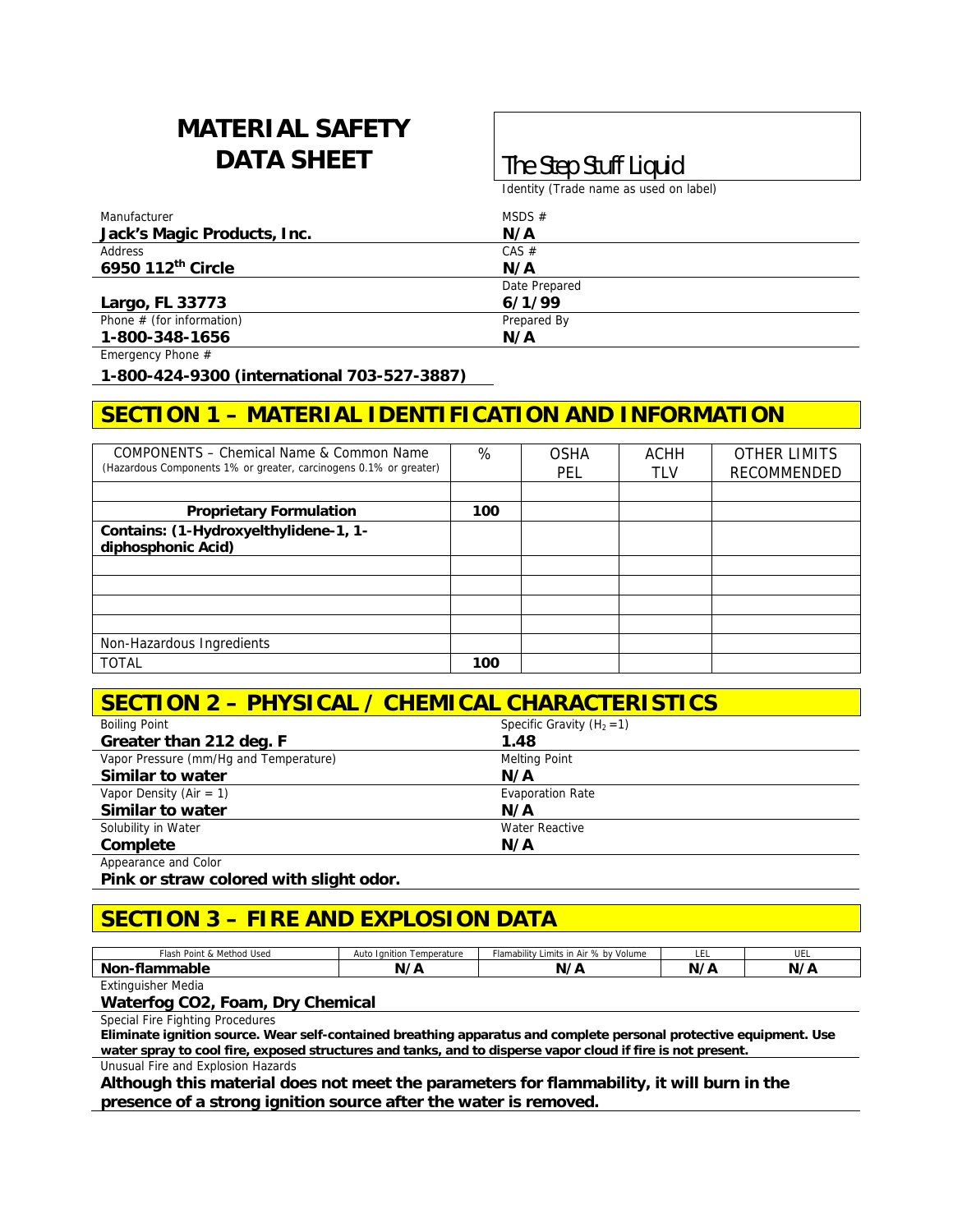# MATERIAL SAFETY DATA SHEET

**The Step Stuff Liquid**

Identity (Trade name as used on label)

| | |
|---|---|
| Manufacturer<br>**Jack's Magic Products, Inc.** | MSDS #<br>**N/A** |
| Address<br>**6950 112th Circle** | CAS #<br>**N/A** |
| **Largo, FL 33773** | Date Prepared<br>**6/1/99** |
| Phone # (for information)<br>**1-800-348-1656** | Prepared By<br>**N/A** |

Emergency Phone #

**1-800-424-9300 (international 703-527-3887)**

## SECTION 1 – MATERIAL IDENTIFICATION AND INFORMATION

| COMPONENTS – Chemical Name & Common Name (Hazardous Components 1% or greater, carcinogens 0.1% or greater) | % | OSHA PEL | ACHH TLV | OTHER LIMITS RECOMMENDED |
|---|---|---|---|---|
| | | | | |
| **Proprietary Formulation** | **100** | | | |
| **Contains: (1-Hydroxyelthylidene-1, 1-diphosphonic Acid)** | | | | |
| | | | | |
| | | | | |
| | | | | |
| | | | | |
| Non-Hazardous Ingredients | | | | |
| TOTAL | **100** | | | |

## SECTION 2 – PHYSICAL / CHEMICAL CHARACTERISTICS

| | |
|---|---|
| Boiling Point<br>**Greater than 212 deg. F** | Specific Gravity ($H_2 = 1$)<br>**1.48** |
| Vapor Pressure (mm/Hg and Temperature)<br>**Similar to water** | Melting Point<br>**N/A** |
| Vapor Density (Air = 1)<br>**Similar to water** | Evaporation Rate<br>**N/A** |
| Solubility in Water<br>**Complete** | Water Reactive<br>**N/A** |

Appearance and Color

**Pink or straw colored with slight odor.**

## SECTION 3 – FIRE AND EXPLOSION DATA

| Flash Point & Method Used | Auto Ignition Temperature | Flamability Limits in Air % by Volume | LEL | UEL |
|---|---|---|---|---|
| **Non-flammable** | **N/A** | **N/A** | **N/A** | **N/A** |

Extinguisher Media

**Waterfog CO2, Foam, Dry Chemical**

Special Fire Fighting Procedures

**Eliminate ignition source. Wear self-contained breathing apparatus and complete personal protective equipment. Use water spray to cool fire, exposed structures and tanks, and to disperse vapor cloud if fire is not present.**

Unusual Fire and Explosion Hazards

**Although this material does not meet the parameters for flammability, it will burn in the presence of a strong ignition source after the water is removed.**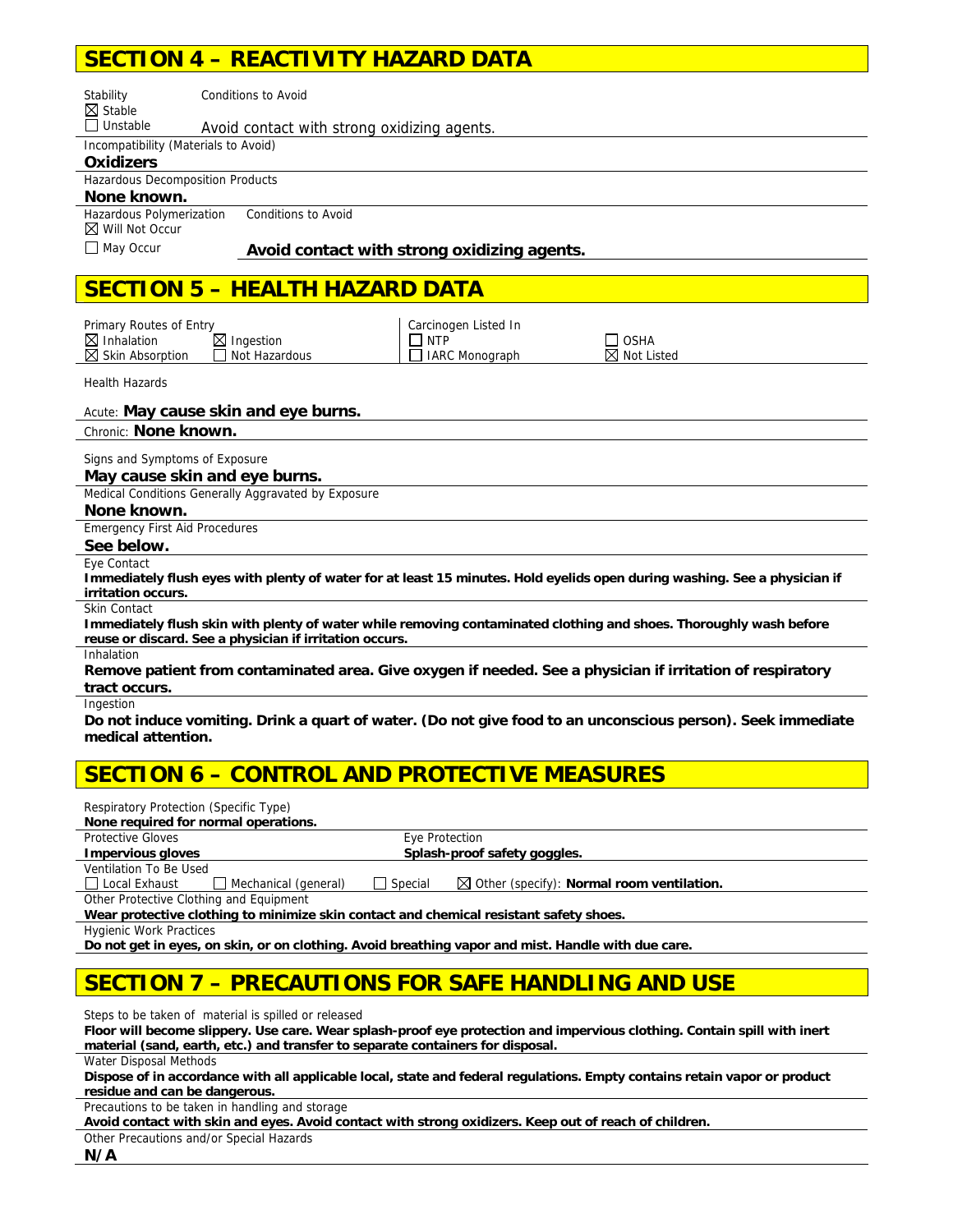## SECTION 4 – REACTIVITY HAZARD DATA

Stability
☒ Stable
☐ Unstable

Conditions to Avoid
Avoid contact with strong oxidizing agents.

Incompatibility (Materials to Avoid)
**Oxidizers**

Hazardous Decomposition Products
**None known.**

Hazardous Polymerization
☒ Will Not Occur
☐ May Occur

Conditions to Avoid
**Avoid contact with strong oxidizing agents.**

## SECTION 5 – HEALTH HAZARD DATA

Primary Routes of Entry
☒ Inhalation ☒ Ingestion
☒ Skin Absorption ☐ Not Hazardous

Carcinogen Listed In
☐ NTP ☐ OSHA
☐ IARC Monograph ☒ Not Listed

Health Hazards

Acute: **May cause skin and eye burns.**

Chronic: **None known.**

Signs and Symptoms of Exposure
**May cause skin and eye burns.**

Medical Conditions Generally Aggravated by Exposure
**None known.**

Emergency First Aid Procedures
**See below.**

Eye Contact
**Immediately flush eyes with plenty of water for at least 15 minutes. Hold eyelids open during washing. See a physician if irritation occurs.**

Skin Contact
**Immediately flush skin with plenty of water while removing contaminated clothing and shoes. Thoroughly wash before reuse or discard. See a physician if irritation occurs.**

Inhalation
**Remove patient from contaminated area. Give oxygen if needed. See a physician if irritation of respiratory tract occurs.**

Ingestion
**Do not induce vomiting. Drink a quart of water. (Do not give food to an unconscious person). Seek immediate medical attention.**

## SECTION 6 – CONTROL AND PROTECTIVE MEASURES

Respiratory Protection (Specific Type)
**None required for normal operations.**

Protective Gloves
**Impervious gloves**

Eye Protection
**Splash-proof safety goggles.**

Ventilation To Be Used
☐ Local Exhaust ☐ Mechanical (general) ☐ Special ☒ Other (specify): **Normal room ventilation.**

Other Protective Clothing and Equipment
**Wear protective clothing to minimize skin contact and chemical resistant safety shoes.**

Hygienic Work Practices
**Do not get in eyes, on skin, or on clothing. Avoid breathing vapor and mist. Handle with due care.**

## SECTION 7 – PRECAUTIONS FOR SAFE HANDLING AND USE

Steps to be taken of material is spilled or released
**Floor will become slippery. Use care. Wear splash-proof eye protection and impervious clothing. Contain spill with inert material (sand, earth, etc.) and transfer to separate containers for disposal.**

Water Disposal Methods
**Dispose of in accordance with all applicable local, state and federal regulations. Empty contains retain vapor or product residue and can be dangerous.**

Precautions to be taken in handling and storage
**Avoid contact with skin and eyes. Avoid contact with strong oxidizers. Keep out of reach of children.**

Other Precautions and/or Special Hazards
**N/A**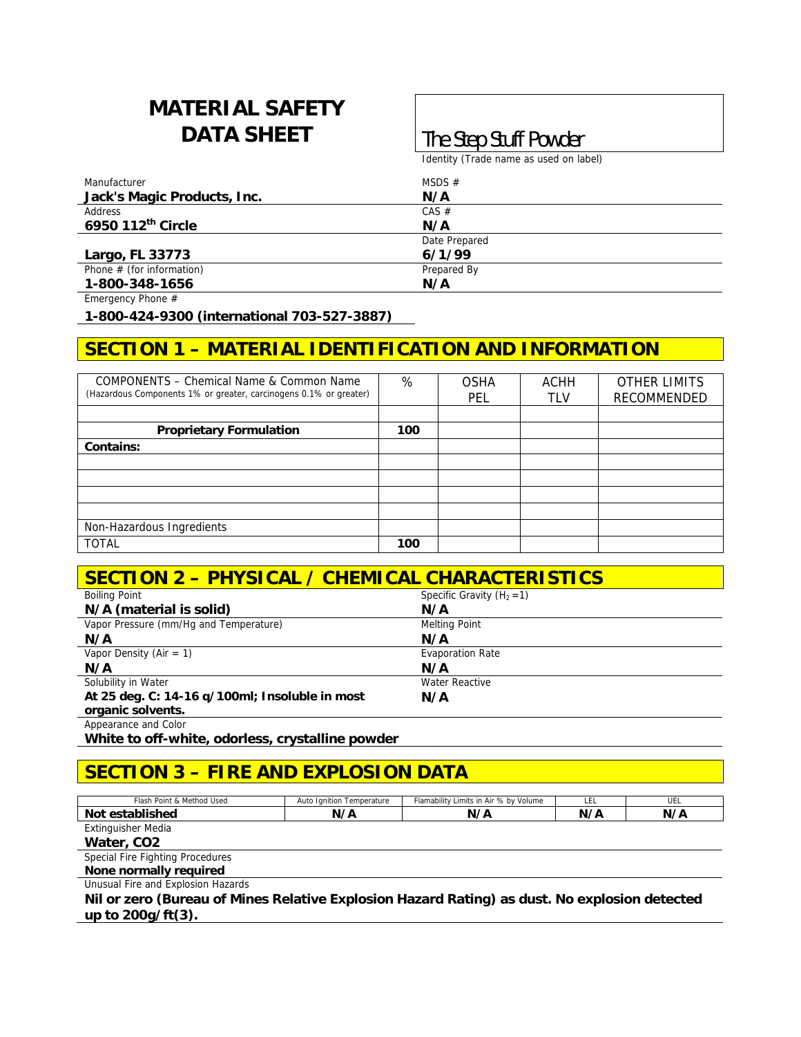# MATERIAL SAFETY DATA SHEET

**The Step Stuff Powder**

Identity (Trade name as used on label)

| | |
|---|---|
| Manufacturer<br>**Jack's Magic Products, Inc.** | MSDS #<br>**N/A** |
| Address<br>**6950 112th Circle** | CAS #<br>**N/A** |
| **Largo, FL 33773** | Date Prepared<br>**6/1/99** |
| Phone # (for information)<br>**1-800-348-1656** | Prepared By<br>**N/A** |

Emergency Phone #

**1-800-424-9300 (international 703-527-3887)**

## SECTION 1 – MATERIAL IDENTIFICATION AND INFORMATION

| COMPONENTS – Chemical Name & Common Name (Hazardous Components 1% or greater, carcinogens 0.1% or greater) | % | OSHA PEL | ACHH TLV | OTHER LIMITS RECOMMENDED |
|---|---|---|---|---|
| | | | | |
| **Proprietary Formulation** | **100** | | | |
| **Contains:** | | | | |
| | | | | |
| | | | | |
| | | | | |
| | | | | |
| Non-Hazardous Ingredients | | | | |
| TOTAL | **100** | | | |

## SECTION 2 – PHYSICAL / CHEMICAL CHARACTERISTICS

| | |
|---|---|
| Boiling Point<br>**N/A (material is solid)** | Specific Gravity ($H_2$ =1)<br>**N/A** |
| Vapor Pressure (mm/Hg and Temperature)<br>**N/A** | Melting Point<br>**N/A** |
| Vapor Density (Air = 1)<br>**N/A** | Evaporation Rate<br>**N/A** |
| Solubility in Water<br>**At 25 deg. C: 14-16 g/100ml; Insoluble in most organic solvents.** | Water Reactive<br>**N/A** |

Appearance and Color

**White to off-white, odorless, crystalline powder**

## SECTION 3 – FIRE AND EXPLOSION DATA

| Flash Point & Method Used | Auto Ignition Temperature | Flamability Limits in Air % by Volume | LEL | UEL |
|---|---|---|---|---|
| **Not established** | **N/A** | **N/A** | **N/A** | **N/A** |

Extinguisher Media

**Water, CO2**

Special Fire Fighting Procedures

**None normally required**

Unusual Fire and Explosion Hazards

**Nil or zero (Bureau of Mines Relative Explosion Hazard Rating) as dust. No explosion detected up to 200g/ft(3).**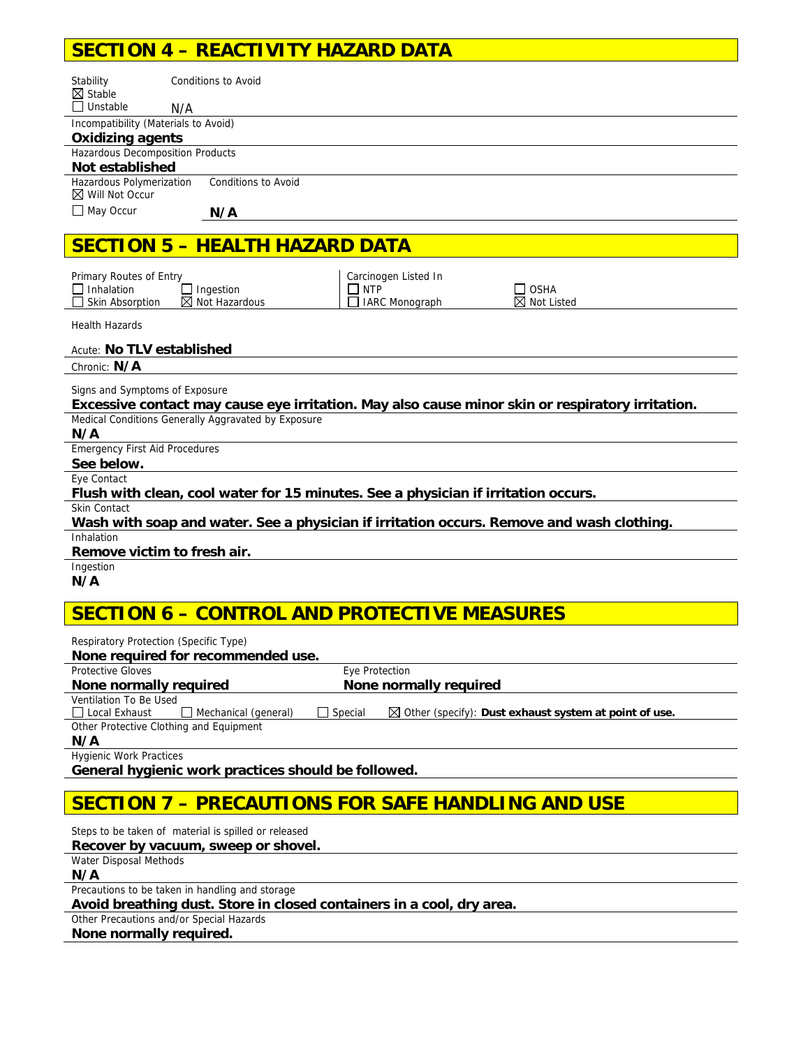## SECTION 4 – REACTIVITY HAZARD DATA

Stability
☒ Stable
☐ Unstable

Conditions to Avoid
N/A

Incompatibility (Materials to Avoid)
**Oxidizing agents**

Hazardous Decomposition Products
**Not established**

Hazardous Polymerization
☒ Will Not Occur
☐ May Occur

Conditions to Avoid
**N/A**

## SECTION 5 – HEALTH HAZARD DATA

Primary Routes of Entry
☐ Inhalation ☐ Ingestion
☐ Skin Absorption ☒ Not Hazardous

Carcinogen Listed In
☐ NTP ☐ OSHA
☐ IARC Monograph ☒ Not Listed

Health Hazards

Acute: **No TLV established**

Chronic: **N/A**

Signs and Symptoms of Exposure
**Excessive contact may cause eye irritation. May also cause minor skin or respiratory irritation.**

Medical Conditions Generally Aggravated by Exposure
**N/A**

Emergency First Aid Procedures
**See below.**

Eye Contact
**Flush with clean, cool water for 15 minutes. See a physician if irritation occurs.**

Skin Contact
**Wash with soap and water. See a physician if irritation occurs. Remove and wash clothing.**

Inhalation
**Remove victim to fresh air.**

Ingestion
**N/A**

## SECTION 6 – CONTROL AND PROTECTIVE MEASURES

Respiratory Protection (Specific Type)
**None required for recommended use.**

Protective Gloves
**None normally required**

Eye Protection
**None normally required**

Ventilation To Be Used
☐ Local Exhaust ☐ Mechanical (general) ☐ Special ☒ Other (specify): **Dust exhaust system at point of use.**

Other Protective Clothing and Equipment
**N/A**

Hygienic Work Practices
**General hygienic work practices should be followed.**

## SECTION 7 – PRECAUTIONS FOR SAFE HANDLING AND USE

Steps to be taken of material is spilled or released
**Recover by vacuum, sweep or shovel.**

Water Disposal Methods
**N/A**

Precautions to be taken in handling and storage
**Avoid breathing dust. Store in closed containers in a cool, dry area.**

Other Precautions and/or Special Hazards
**None normally required.**